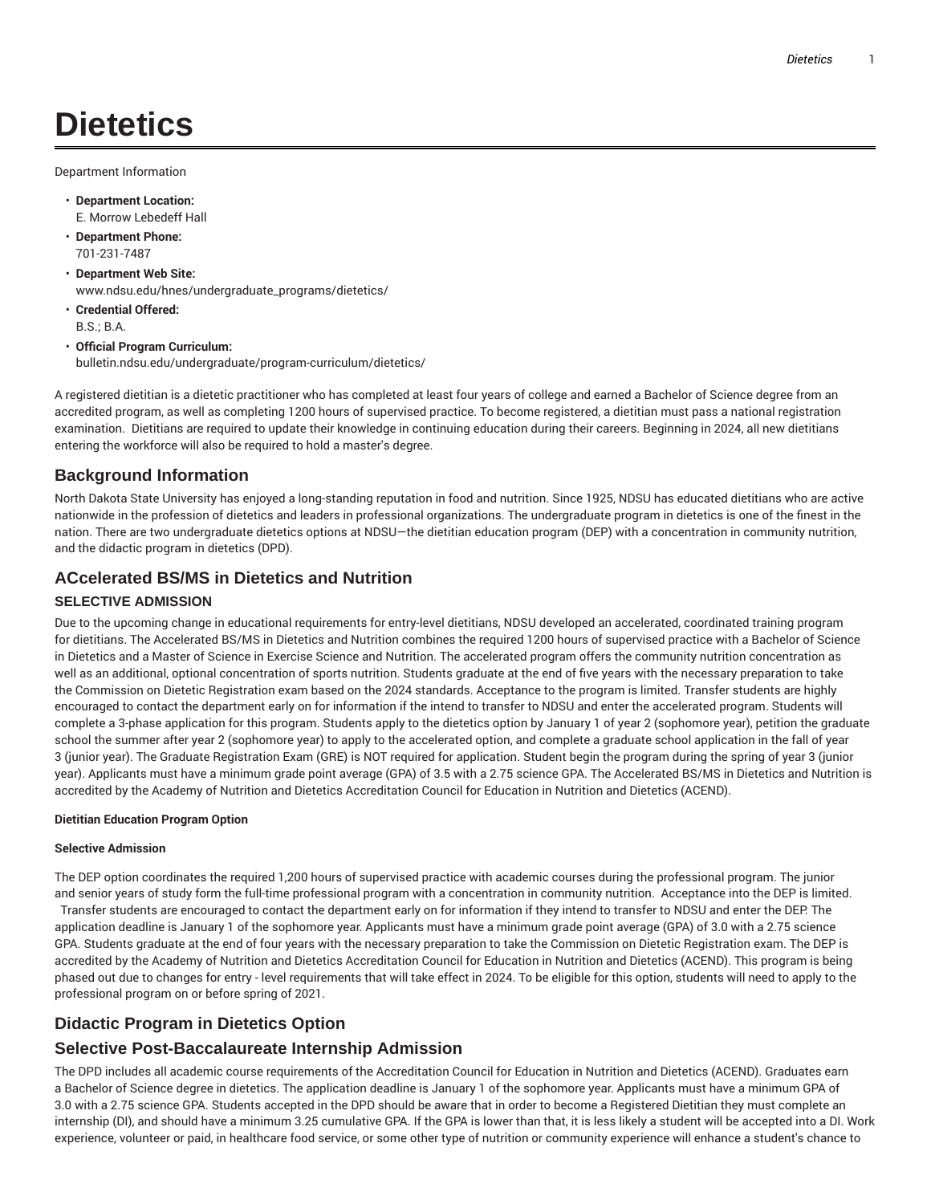# Dietetics

Department Information

- **Department Location:**
  E. Morrow Lebedeff Hall
- **Department Phone:**
  701-231-7487
- **Department Web Site:**
  www.ndsu.edu/hnes/undergraduate_programs/dietetics/
- **Credential Offered:**
  B.S.; B.A.
- **Official Program Curriculum:**
  bulletin.ndsu.edu/undergraduate/program-curriculum/dietetics/

A registered dietitian is a dietetic practitioner who has completed at least four years of college and earned a Bachelor of Science degree from an accredited program, as well as completing 1200 hours of supervised practice. To become registered, a dietitian must pass a national registration examination. Dietitians are required to update their knowledge in continuing education during their careers. Beginning in 2024, all new dietitians entering the workforce will also be required to hold a master's degree.

## Background Information

North Dakota State University has enjoyed a long-standing reputation in food and nutrition. Since 1925, NDSU has educated dietitians who are active nationwide in the profession of dietetics and leaders in professional organizations. The undergraduate program in dietetics is one of the finest in the nation. There are two undergraduate dietetics options at NDSU—the dietitian education program (DEP) with a concentration in community nutrition, and the didactic program in dietetics (DPD).

## ACcelerated BS/MS in Dietetics and Nutrition

### SELECTIVE ADMISSION

Due to the upcoming change in educational requirements for entry-level dietitians, NDSU developed an accelerated, coordinated training program for dietitians. The Accelerated BS/MS in Dietetics and Nutrition combines the required 1200 hours of supervised practice with a Bachelor of Science in Dietetics and a Master of Science in Exercise Science and Nutrition. The accelerated program offers the community nutrition concentration as well as an additional, optional concentration of sports nutrition. Students graduate at the end of five years with the necessary preparation to take the Commission on Dietetic Registration exam based on the 2024 standards. Acceptance to the program is limited. Transfer students are highly encouraged to contact the department early on for information if the intend to transfer to NDSU and enter the accelerated program. Students will complete a 3-phase application for this program. Students apply to the dietetics option by January 1 of year 2 (sophomore year), petition the graduate school the summer after year 2 (sophomore year) to apply to the accelerated option, and complete a graduate school application in the fall of year 3 (junior year). The Graduate Registration Exam (GRE) is NOT required for application. Student begin the program during the spring of year 3 (junior year). Applicants must have a minimum grade point average (GPA) of 3.5 with a 2.75 science GPA. The Accelerated BS/MS in Dietetics and Nutrition is accredited by the Academy of Nutrition and Dietetics Accreditation Council for Education in Nutrition and Dietetics (ACEND).

**Dietitian Education Program Option**

**Selective Admission**

The DEP option coordinates the required 1,200 hours of supervised practice with academic courses during the professional program. The junior and senior years of study form the full-time professional program with a concentration in community nutrition. Acceptance into the DEP is limited. Transfer students are encouraged to contact the department early on for information if they intend to transfer to NDSU and enter the DEP. The application deadline is January 1 of the sophomore year. Applicants must have a minimum grade point average (GPA) of 3.0 with a 2.75 science GPA. Students graduate at the end of four years with the necessary preparation to take the Commission on Dietetic Registration exam. The DEP is accredited by the Academy of Nutrition and Dietetics Accreditation Council for Education in Nutrition and Dietetics (ACEND). This program is being phased out due to changes for entry - level requirements that will take effect in 2024. To be eligible for this option, students will need to apply to the professional program on or before spring of 2021.

## Didactic Program in Dietetics Option

## Selective Post-Baccalaureate Internship Admission

The DPD includes all academic course requirements of the Accreditation Council for Education in Nutrition and Dietetics (ACEND). Graduates earn a Bachelor of Science degree in dietetics. The application deadline is January 1 of the sophomore year. Applicants must have a minimum GPA of 3.0 with a 2.75 science GPA. Students accepted in the DPD should be aware that in order to become a Registered Dietitian they must complete an internship (DI), and should have a minimum 3.25 cumulative GPA. If the GPA is lower than that, it is less likely a student will be accepted into a DI. Work experience, volunteer or paid, in healthcare food service, or some other type of nutrition or community experience will enhance a student's chance to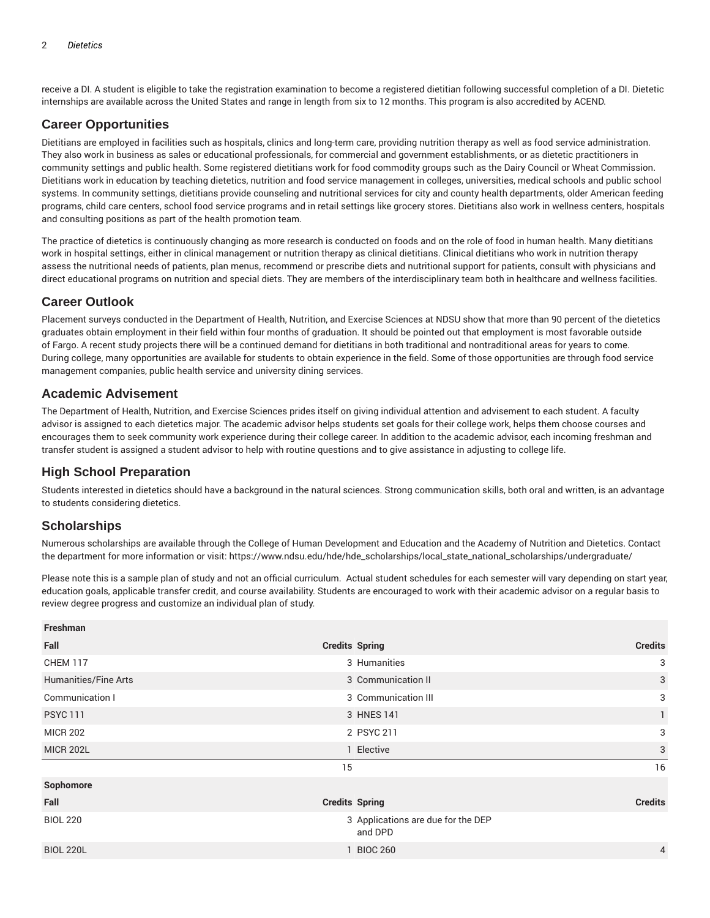receive a DI. A student is eligible to take the registration examination to become a registered dietitian following successful completion of a DI. Dietetic internships are available across the United States and range in length from six to 12 months. This program is also accredited by ACEND.

## Career Opportunities

Dietitians are employed in facilities such as hospitals, clinics and long-term care, providing nutrition therapy as well as food service administration. They also work in business as sales or educational professionals, for commercial and government establishments, or as dietetic practitioners in community settings and public health. Some registered dietitians work for food commodity groups such as the Dairy Council or Wheat Commission. Dietitians work in education by teaching dietetics, nutrition and food service management in colleges, universities, medical schools and public school systems. In community settings, dietitians provide counseling and nutritional services for city and county health departments, older American feeding programs, child care centers, school food service programs and in retail settings like grocery stores. Dietitians also work in wellness centers, hospitals and consulting positions as part of the health promotion team.

The practice of dietetics is continuously changing as more research is conducted on foods and on the role of food in human health. Many dietitians work in hospital settings, either in clinical management or nutrition therapy as clinical dietitians. Clinical dietitians who work in nutrition therapy assess the nutritional needs of patients, plan menus, recommend or prescribe diets and nutritional support for patients, consult with physicians and direct educational programs on nutrition and special diets. They are members of the interdisciplinary team both in healthcare and wellness facilities.

## Career Outlook

Placement surveys conducted in the Department of Health, Nutrition, and Exercise Sciences at NDSU show that more than 90 percent of the dietetics graduates obtain employment in their field within four months of graduation. It should be pointed out that employment is most favorable outside of Fargo. A recent study projects there will be a continued demand for dietitians in both traditional and nontraditional areas for years to come. During college, many opportunities are available for students to obtain experience in the field. Some of those opportunities are through food service management companies, public health service and university dining services.

## Academic Advisement

The Department of Health, Nutrition, and Exercise Sciences prides itself on giving individual attention and advisement to each student. A faculty advisor is assigned to each dietetics major. The academic advisor helps students set goals for their college work, helps them choose courses and encourages them to seek community work experience during their college career. In addition to the academic advisor, each incoming freshman and transfer student is assigned a student advisor to help with routine questions and to give assistance in adjusting to college life.

## High School Preparation

Students interested in dietetics should have a background in the natural sciences. Strong communication skills, both oral and written, is an advantage to students considering dietetics.

## Scholarships

Numerous scholarships are available through the College of Human Development and Education and the Academy of Nutrition and Dietetics. Contact the department for more information or visit: https://www.ndsu.edu/hde/hde_scholarships/local_state_national_scholarships/undergraduate/

Please note this is a sample plan of study and not an official curriculum. Actual student schedules for each semester will vary depending on start year, education goals, applicable transfer credit, and course availability. Students are encouraged to work with their academic advisor on a regular basis to review degree progress and customize an individual plan of study.

| **Freshman** | | | |
|---|---|---|---|
| **Fall** | **Credits** | **Spring** | **Credits** |
| CHEM 117 | 3 | Humanities | 3 |
| Humanities/Fine Arts | 3 | Communication II | 3 |
| Communication I | 3 | Communication III | 3 |
| PSYC 111 | 3 | HNES 141 | 1 |
| MICR 202 | 2 | PSYC 211 | 3 |
| MICR 202L | 1 | Elective | 3 |
| | 15 | | 16 |
| **Sophomore** | | | |
| **Fall** | **Credits** | **Spring** | **Credits** |
| BIOL 220 | 3 | Applications are due for the DEP and DPD | |
| BIOL 220L | 1 | BIOC 260 | 4 |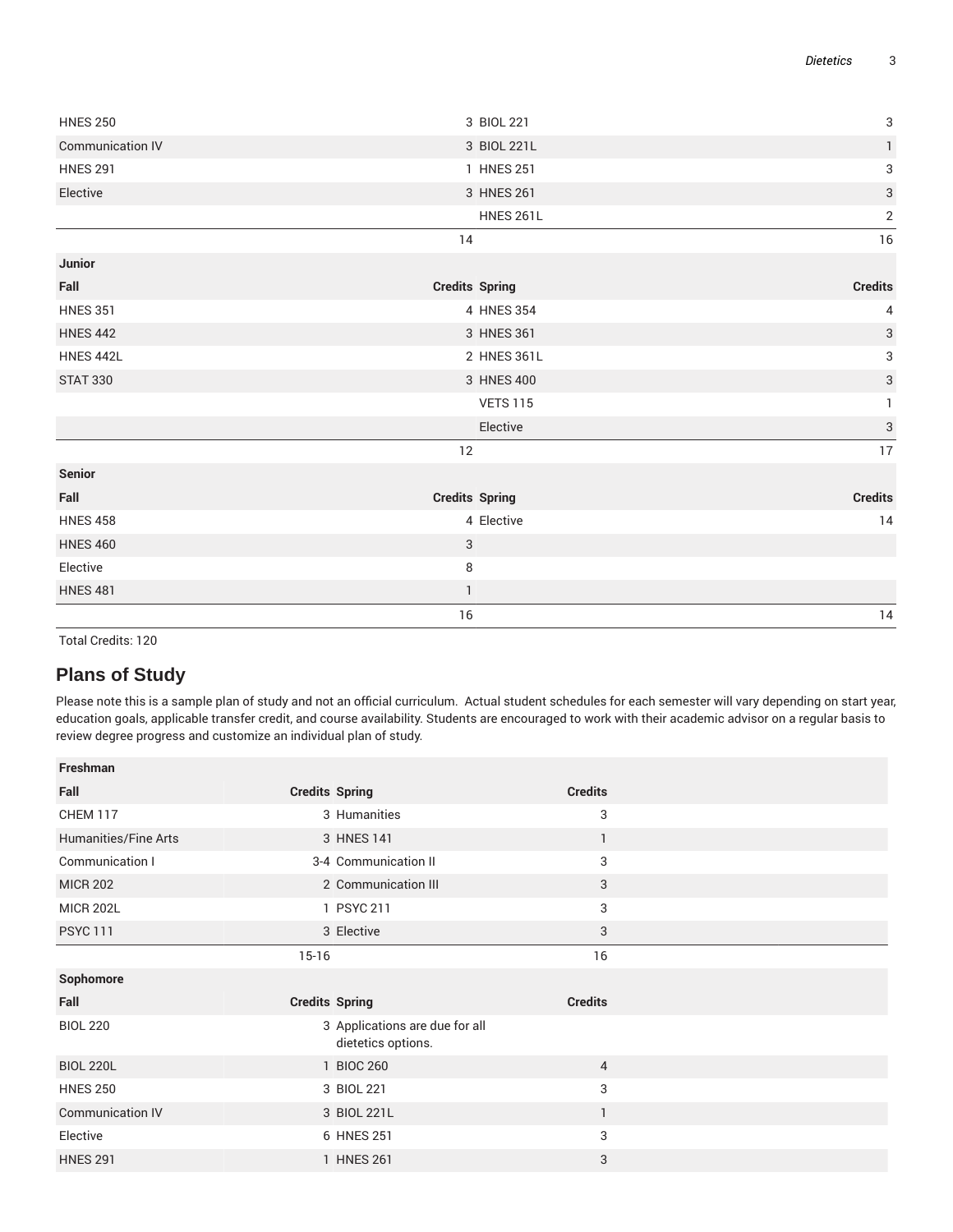| | | | |
|---|---|---|---|
| HNES 250 | 3 | BIOL 221 | 3 |
| Communication IV | 3 | BIOL 221L | 1 |
| HNES 291 | 1 | HNES 251 | 3 |
| Elective | 3 | HNES 261 | 3 |
| | | HNES 261L | 2 |
| | 14 | | 16 |
| **Junior** | | | |
| **Fall** | **Credits** | **Spring** | **Credits** |
| HNES 351 | 4 | HNES 354 | 4 |
| HNES 442 | 3 | HNES 361 | 3 |
| HNES 442L | 2 | HNES 361L | 3 |
| STAT 330 | 3 | HNES 400 | 3 |
| | | VETS 115 | 1 |
| | | Elective | 3 |
| | 12 | | 17 |
| **Senior** | | | |
| **Fall** | **Credits** | **Spring** | **Credits** |
| HNES 458 | 4 | Elective | 14 |
| HNES 460 | 3 | | |
| Elective | 8 | | |
| HNES 481 | 1 | | |
| | 16 | | 14 |

Total Credits: 120

## Plans of Study

Please note this is a sample plan of study and not an official curriculum. Actual student schedules for each semester will vary depending on start year, education goals, applicable transfer credit, and course availability. Students are encouraged to work with their academic advisor on a regular basis to review degree progress and customize an individual plan of study.

| **Freshman** | | | |
|---|---|---|---|
| **Fall** | **Credits** | **Spring** | **Credits** |
| CHEM 117 | 3 | Humanities | 3 |
| Humanities/Fine Arts | 3 | HNES 141 | 1 |
| Communication I | 3-4 | Communication II | 3 |
| MICR 202 | 2 | Communication III | 3 |
| MICR 202L | 1 | PSYC 211 | 3 |
| PSYC 111 | 3 | Elective | 3 |
| | 15-16 | | 16 |
| **Sophomore** | | | |
| **Fall** | **Credits** | **Spring** | **Credits** |
| BIOL 220 | 3 | Applications are due for all dietetics options. | |
| BIOL 220L | 1 | BIOC 260 | 4 |
| HNES 250 | 3 | BIOL 221 | 3 |
| Communication IV | 3 | BIOL 221L | 1 |
| Elective | 6 | HNES 251 | 3 |
| HNES 291 | 1 | HNES 261 | 3 |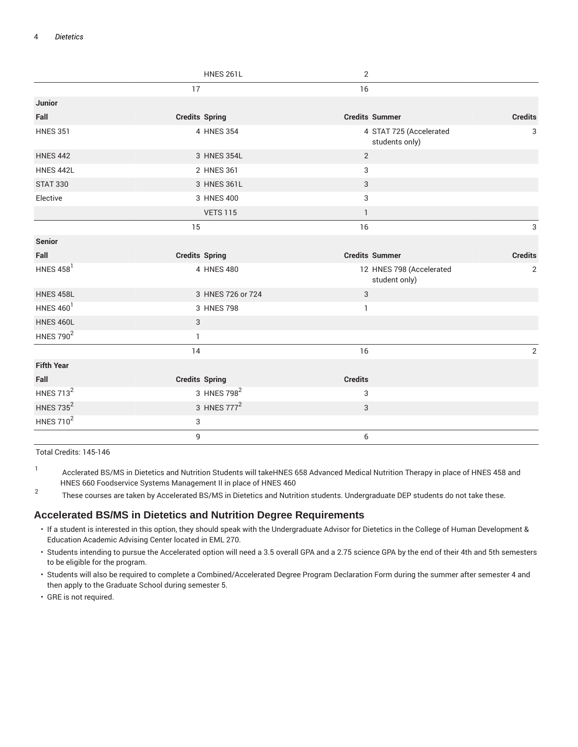| | | | | | |
|---|---|---|---|---|---|
| | | HNES 261L | 2 | | |
| | 17 | | 16 | | |
| **Junior** | | | | | |
| **Fall** | **Credits** | **Spring** | **Credits** | **Summer** | **Credits** |
| HNES 351 | 4 | HNES 354 | 4 | STAT 725 (Accelerated students only) | 3 |
| HNES 442 | 3 | HNES 354L | 2 | | |
| HNES 442L | 2 | HNES 361 | 3 | | |
| STAT 330 | 3 | HNES 361L | 3 | | |
| Elective | 3 | HNES 400 | 3 | | |
| | | VETS 115 | 1 | | |
| | 15 | | 16 | | 3 |
| **Senior** | | | | | |
| **Fall** | **Credits** | **Spring** | **Credits** | **Summer** | **Credits** |
| HNES 458[1] | 4 | HNES 480 | 12 | HNES 798 (Accelerated student only) | 2 |
| HNES 458L | 3 | HNES 726 or 724 | 3 | | |
| HNES 460[1] | 3 | HNES 798 | 1 | | |
| HNES 460L | 3 | | | | |
| HNES 790[2] | 1 | | | | |
| | 14 | | 16 | | 2 |
| **Fifth Year** | | | | | |
| **Fall** | **Credits** | **Spring** | **Credits** | | |
| HNES 713[2] | 3 | HNES 798[2] | 3 | | |
| HNES 735[2] | 3 | HNES 777[2] | 3 | | |
| HNES 710[2] | 3 | | | | |
| | 9 | | 6 | | |

Total Credits: 145-146

1 Acclerated BS/MS in Dietetics and Nutrition Students will takeHNES 658 Advanced Medical Nutrition Therapy in place of HNES 458 and HNES 660 Foodservice Systems Management II in place of HNES 460

2 These courses are taken by Accelerated BS/MS in Dietetics and Nutrition students. Undergraduate DEP students do not take these.

## Accelerated BS/MS in Dietetics and Nutrition Degree Requirements

- If a student is interested in this option, they should speak with the Undergraduate Advisor for Dietetics in the College of Human Development & Education Academic Advising Center located in EML 270.
- Students intending to pursue the Accelerated option will need a 3.5 overall GPA and a 2.75 science GPA by the end of their 4th and 5th semesters to be eligible for the program.
- Students will also be required to complete a Combined/Accelerated Degree Program Declaration Form during the summer after semester 4 and then apply to the Graduate School during semester 5.
- GRE is not required.